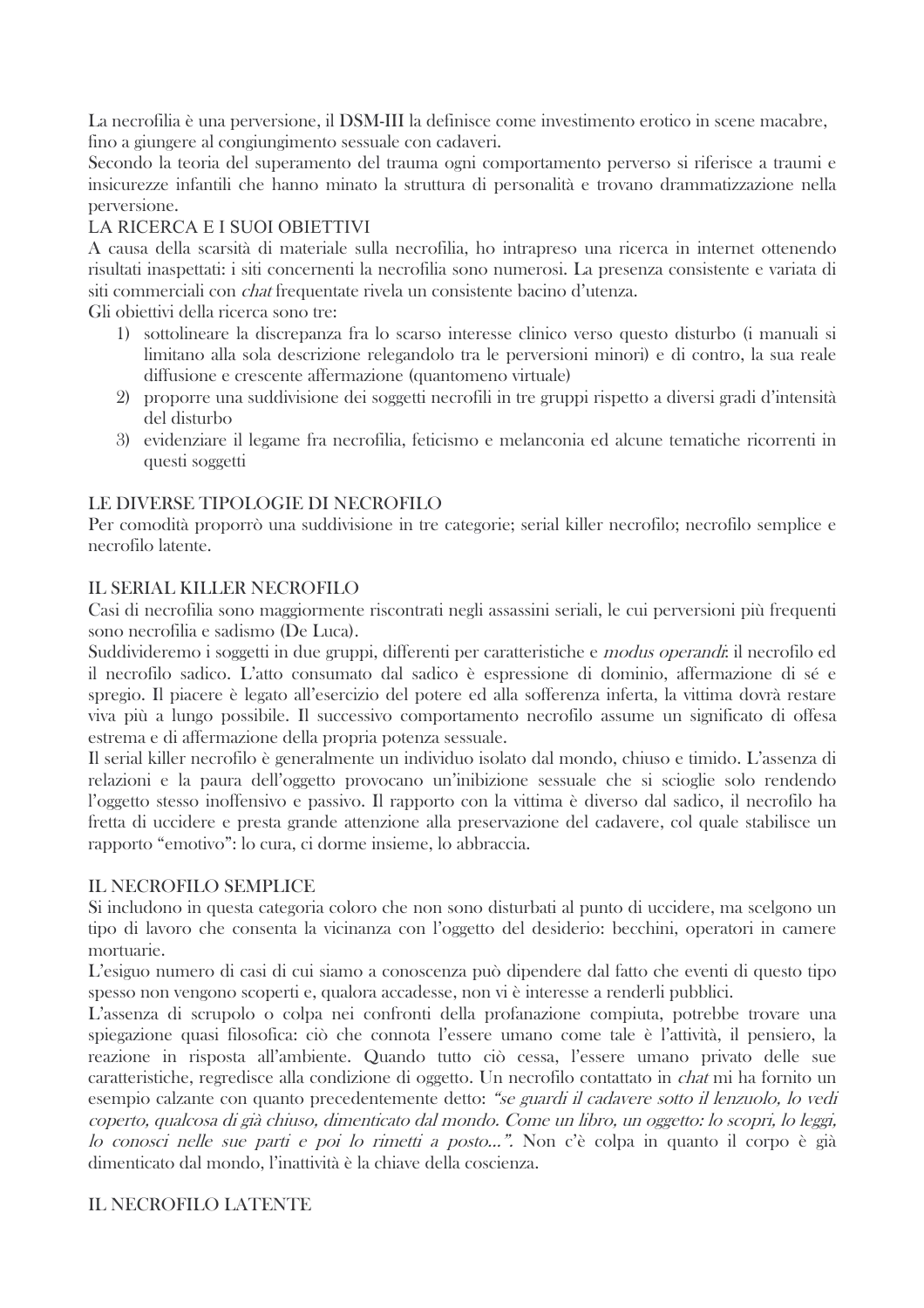La necrofilia è una perversione, il DSM-III la definisce come investimento erotico in scene macabre, fino a giungere al congiungimento sessuale con cadaveri.
Secondo la teoria del superamento del trauma ogni comportamento perverso si riferisce a traumi e insicurezze infantili che hanno minato la struttura di personalità e trovano drammatizzazione nella perversione.

## LA RICERCA E I SUOI OBIETTIVI

A causa della scarsità di materiale sulla necrofilia, ho intrapreso una ricerca in internet ottenendo risultati inaspettati: i siti concernenti la necrofilia sono numerosi. La presenza consistente e variata di siti commerciali con *chat* frequentate rivela un consistente bacino d'utenza.
Gli obiettivi della ricerca sono tre:

1) sottolineare la discrepanza fra lo scarso interesse clinico verso questo disturbo (i manuali si limitano alla sola descrizione relegandolo tra le perversioni minori) e di contro, la sua reale diffusione e crescente affermazione (quantomeno virtuale)
2) proporre una suddivisione dei soggetti necrofili in tre gruppi rispetto a diversi gradi d'intensità del disturbo
3) evidenziare il legame fra necrofilia, feticismo e melanconia ed alcune tematiche ricorrenti in questi soggetti

## LE DIVERSE TIPOLOGIE DI NECROFILO

Per comodità proporrò una suddivisione in tre categorie; serial killer necrofilo; necrofilo semplice e necrofilo latente.

## IL SERIAL KILLER NECROFILO

Casi di necrofilia sono maggiormente riscontrati negli assassini seriali, le cui perversioni più frequenti sono necrofilia e sadismo (De Luca).
Suddivideremo i soggetti in due gruppi, differenti per caratteristiche e *modus operandi*: il necrofilo ed il necrofilo sadico. L'atto consumato dal sadico è espressione di dominio, affermazione di sé e spregio. Il piacere è legato all'esercizio del potere ed alla sofferenza inferta, la vittima dovrà restare viva più a lungo possibile. Il successivo comportamento necrofilo assume un significato di offesa estrema e di affermazione della propria potenza sessuale.
Il serial killer necrofilo è generalmente un individuo isolato dal mondo, chiuso e timido. L'assenza di relazioni e la paura dell'oggetto provocano un'inibizione sessuale che si scioglie solo rendendo l'oggetto stesso inoffensivo e passivo. Il rapporto con la vittima è diverso dal sadico, il necrofilo ha fretta di uccidere e presta grande attenzione alla preservazione del cadavere, col quale stabilisce un rapporto "emotivo": lo cura, ci dorme insieme, lo abbraccia.

## IL NECROFILO SEMPLICE

Si includono in questa categoria coloro che non sono disturbati al punto di uccidere, ma scelgono un tipo di lavoro che consenta la vicinanza con l'oggetto del desiderio: becchini, operatori in camere mortuarie.
L'esiguo numero di casi di cui siamo a conoscenza può dipendere dal fatto che eventi di questo tipo spesso non vengono scoperti e, qualora accadesse, non vi è interesse a renderli pubblici.
L'assenza di scrupolo o colpa nei confronti della profanazione compiuta, potrebbe trovare una spiegazione quasi filosofica: ciò che connota l'essere umano come tale è l'attività, il pensiero, la reazione in risposta all'ambiente. Quando tutto ciò cessa, l'essere umano privato delle sue caratteristiche, regredisce alla condizione di oggetto. Un necrofilo contattato in *chat* mi ha fornito un esempio calzante con quanto precedentemente detto: *"se guardi il cadavere sotto il lenzuolo, lo vedi coperto, qualcosa di già chiuso, dimenticato dal mondo. Come un libro, un oggetto: lo scopri, lo leggi, lo conosci nelle sue parti e poi lo rimetti a posto…"*. Non c'è colpa in quanto il corpo è già dimenticato dal mondo, l'inattività è la chiave della coscienza.

## IL NECROFILO LATENTE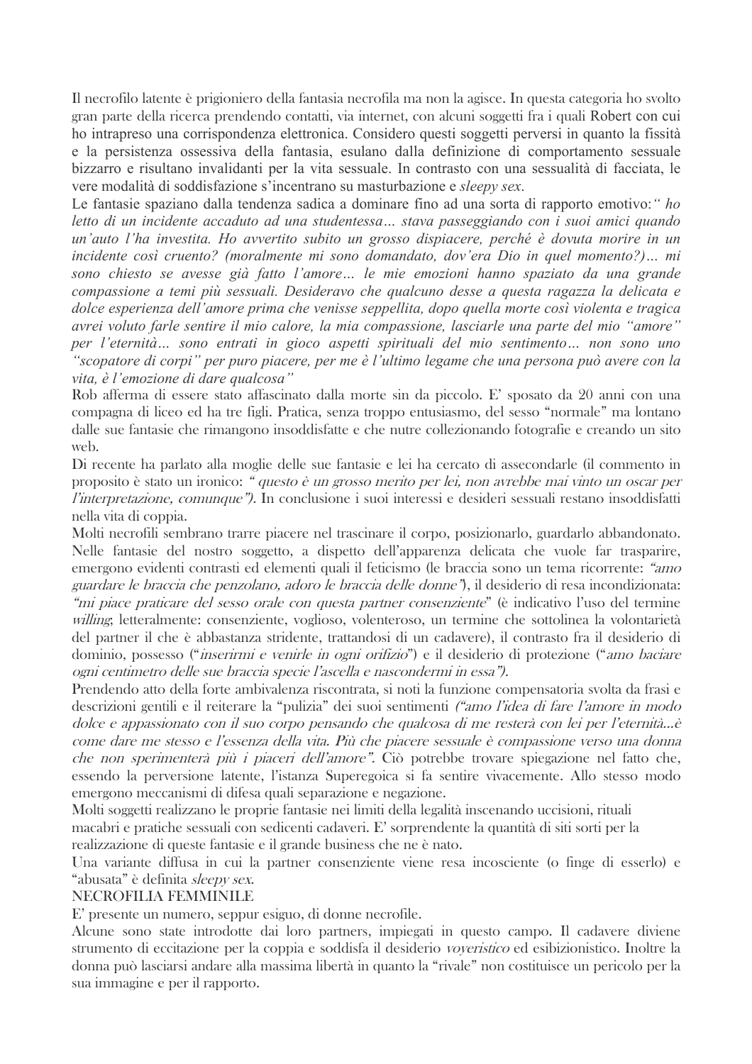Il necrofilo latente è prigioniero della fantasia necrofila ma non la agisce. In questa categoria ho svolto gran parte della ricerca prendendo contatti, via internet, con alcuni soggetti fra i quali Robert con cui ho intrapreso una corrispondenza elettronica. Considero questi soggetti perversi in quanto la fissità e la persistenza ossessiva della fantasia, esulano dalla definizione di comportamento sessuale bizzarro e risultano invalidanti per la vita sessuale. In contrasto con una sessualità di facciata, le vere modalità di soddisfazione s'incentrano su masturbazione e *sleepy sex*.

Le fantasie spaziano dalla tendenza sadica a dominare fino ad una sorta di rapporto emotivo:*" ho letto di un incidente accaduto ad una studentessa… stava passeggiando con i suoi amici quando un'auto l'ha investita. Ho avvertito subito un grosso dispiacere, perché è dovuta morire in un incidente così cruento? (moralmente mi sono domandato, dov'era Dio in quel momento?)… mi sono chiesto se avesse già fatto l'amore… le mie emozioni hanno spaziato da una grande compassione a temi più sessuali. Desideravo che qualcuno desse a questa ragazza la delicata e dolce esperienza dell'amore prima che venisse seppellita, dopo quella morte così violenta e tragica avrei voluto farle sentire il mio calore, la mia compassione, lasciarle una parte del mio "amore" per l'eternità… sono entrati in gioco aspetti spirituali del mio sentimento… non sono uno "scopatore di corpi" per puro piacere, per me è l'ultimo legame che una persona può avere con la vita, è l'emozione di dare qualcosa"*

Rob afferma di essere stato affascinato dalla morte sin da piccolo. E' sposato da 20 anni con una compagna di liceo ed ha tre figli. Pratica, senza troppo entusiasmo, del sesso "normale" ma lontano dalle sue fantasie che rimangono insoddisfatte e che nutre collezionando fotografie e creando un sito web.

Di recente ha parlato alla moglie delle sue fantasie e lei ha cercato di assecondarle (il commento in proposito è stato un ironico: *" questo è un grosso merito per lei, non avrebbe mai vinto un oscar per l'interpretazione, comunque").* In conclusione i suoi interessi e desideri sessuali restano insoddisfatti nella vita di coppia.

Molti necrofili sembrano trarre piacere nel trascinare il corpo, posizionarlo, guardarlo abbandonato. Nelle fantasie del nostro soggetto, a dispetto dell'apparenza delicata che vuole far trasparire, emergono evidenti contrasti ed elementi quali il feticismo (le braccia sono un tema ricorrente: *"amo guardare le braccia che penzolano, adoro le braccia delle donne"*), il desiderio di resa incondizionata: *"mi piace praticare del sesso orale con questa partner consenziente"* (è indicativo l'uso del termine *willing*; letteralmente: consenziente, voglioso, volenteroso, un termine che sottolinea la volontarietà del partner il che è abbastanza stridente, trattandosi di un cadavere), il contrasto fra il desiderio di dominio, possesso ("*inserirmi e venirle in ogni orifizio*") e il desiderio di protezione ("*amo baciare ogni centimetro delle sue braccia specie l'ascella e nascondermi in essa").*

Prendendo atto della forte ambivalenza riscontrata, si noti la funzione compensatoria svolta da frasi e descrizioni gentili e il reiterare la "pulizia" dei suoi sentimenti *("amo l'idea di fare l'amore in modo dolce e appassionato con il suo corpo pensando che qualcosa di me resterà con lei per l'eternità…è come dare me stesso e l'essenza della vita. Più che piacere sessuale è compassione verso una donna che non sperimenterà più i piaceri dell'amore".* Ciò potrebbe trovare spiegazione nel fatto che, essendo la perversione latente, l'istanza Superegoica si fa sentire vivacemente. Allo stesso modo emergono meccanismi di difesa quali separazione e negazione.

Molti soggetti realizzano le proprie fantasie nei limiti della legalità inscenando uccisioni, rituali macabri e pratiche sessuali con sedicenti cadaveri. E' sorprendente la quantità di siti sorti per la realizzazione di queste fantasie e il grande business che ne è nato.

Una variante diffusa in cui la partner consenziente viene resa incosciente (o finge di esserlo) e "abusata" è definita *sleepy sex*.

## NECROFILIA FEMMINILE

E' presente un numero, seppur esiguo, di donne necrofile.

Alcune sono state introdotte dai loro partners, impiegati in questo campo. Il cadavere diviene strumento di eccitazione per la coppia e soddisfa il desiderio *voyeristico* ed esibizionistico. Inoltre la donna può lasciarsi andare alla massima libertà in quanto la "rivale" non costituisce un pericolo per la sua immagine e per il rapporto.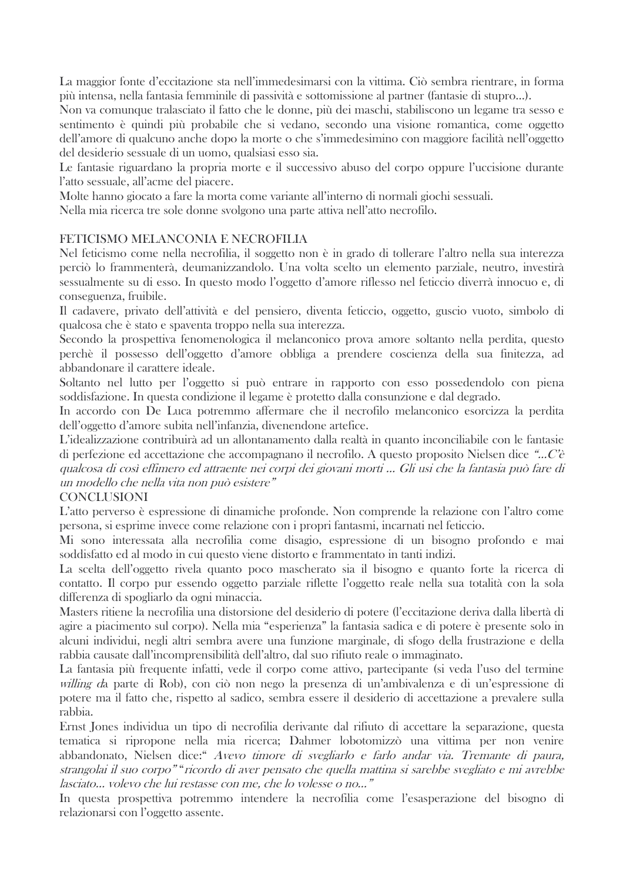La maggior fonte d'eccitazione sta nell'immedesimarsi con la vittima. Ciò sembra rientrare, in forma più intensa, nella fantasia femminile di passività e sottomissione al partner (fantasie di stupro...).

Non va comunque tralasciato il fatto che le donne, più dei maschi, stabiliscono un legame tra sesso e sentimento è quindi più probabile che si vedano, secondo una visione romantica, come oggetto dell'amore di qualcuno anche dopo la morte o che s'immedesimino con maggiore facilità nell'oggetto del desiderio sessuale di un uomo, qualsiasi esso sia.

Le fantasie riguardano la propria morte e il successivo abuso del corpo oppure l'uccisione durante l'atto sessuale, all'acme del piacere.

Molte hanno giocato a fare la morta come variante all'interno di normali giochi sessuali.

Nella mia ricerca tre sole donne svolgono una parte attiva nell'atto necrofilo.

## FETICISMO MELANCONIA E NECROFILIA

Nel feticismo come nella necrofilia, il soggetto non è in grado di tollerare l'altro nella sua interezza perciò lo frammenterà, deumanizzandolo. Una volta scelto un elemento parziale, neutro, investirà sessualmente su di esso. In questo modo l'oggetto d'amore riflesso nel feticcio diverrà innocuo e, di conseguenza, fruibile.

Il cadavere, privato dell'attività e del pensiero, diventa feticcio, oggetto, guscio vuoto, simbolo di qualcosa che è stato e spaventa troppo nella sua interezza.

Secondo la prospettiva fenomenologica il melanconico prova amore soltanto nella perdita, questo perchè il possesso dell'oggetto d'amore obbliga a prendere coscienza della sua finitezza, ad abbandonare il carattere ideale.

Soltanto nel lutto per l'oggetto si può entrare in rapporto con esso possedendolo con piena soddisfazione. In questa condizione il legame è protetto dalla consunzione e dal degrado.

In accordo con De Luca potremmo affermare che il necrofilo melanconico esorcizza la perdita dell'oggetto d'amore subita nell'infanzia, divenendone artefice.

L'idealizzazione contribuirà ad un allontanamento dalla realtà in quanto inconciliabile con le fantasie di perfezione ed accettazione che accompagnano il necrofilo. A questo proposito Nielsen dice *"...C'è qualcosa di così effimero ed attraente nei corpi dei giovani morti ... Gli usi che la fantasia può fare di un modello che nella vita non può esistere"*

## CONCLUSIONI

L'atto perverso è espressione di dinamiche profonde. Non comprende la relazione con l'altro come persona, si esprime invece come relazione con i propri fantasmi, incarnati nel feticcio.

Mi sono interessata alla necrofilia come disagio, espressione di un bisogno profondo e mai soddisfatto ed al modo in cui questo viene distorto e frammentato in tanti indizi.

La scelta dell'oggetto rivela quanto poco mascherato sia il bisogno e quanto forte la ricerca di contatto. Il corpo pur essendo oggetto parziale riflette l'oggetto reale nella sua totalità con la sola differenza di spogliarlo da ogni minaccia.

Masters ritiene la necrofilia una distorsione del desiderio di potere (l'eccitazione deriva dalla libertà di agire a piacimento sul corpo). Nella mia "esperienza" la fantasia sadica e di potere è presente solo in alcuni individui, negli altri sembra avere una funzione marginale, di sfogo della frustrazione e della rabbia causate dall'incomprensibilità dell'altro, dal suo rifiuto reale o immaginato.

La fantasia più frequente infatti, vede il corpo come attivo, partecipante (si veda l'uso del termine *willing d*a parte di Rob), con ciò non nego la presenza di un'ambivalenza e di un'espressione di potere ma il fatto che, rispetto al sadico, sembra essere il desiderio di accettazione a prevalere sulla rabbia.

Ernst Jones individua un tipo di necrofilia derivante dal rifiuto di accettare la separazione, questa tematica si ripropone nella mia ricerca; Dahmer lobotomizzò una vittima per non venire abbandonato, Nielsen dice:" *Avevo timore di svegliarlo e farlo andar via. Tremante di paura, strangolai il suo corpo*" "*ricordo di aver pensato che quella mattina si sarebbe svegliato e mi avrebbe lasciato... volevo che lui restasse con me, che lo volesse o no...*"

In questa prospettiva potremmo intendere la necrofilia come l'esasperazione del bisogno di relazionarsi con l'oggetto assente.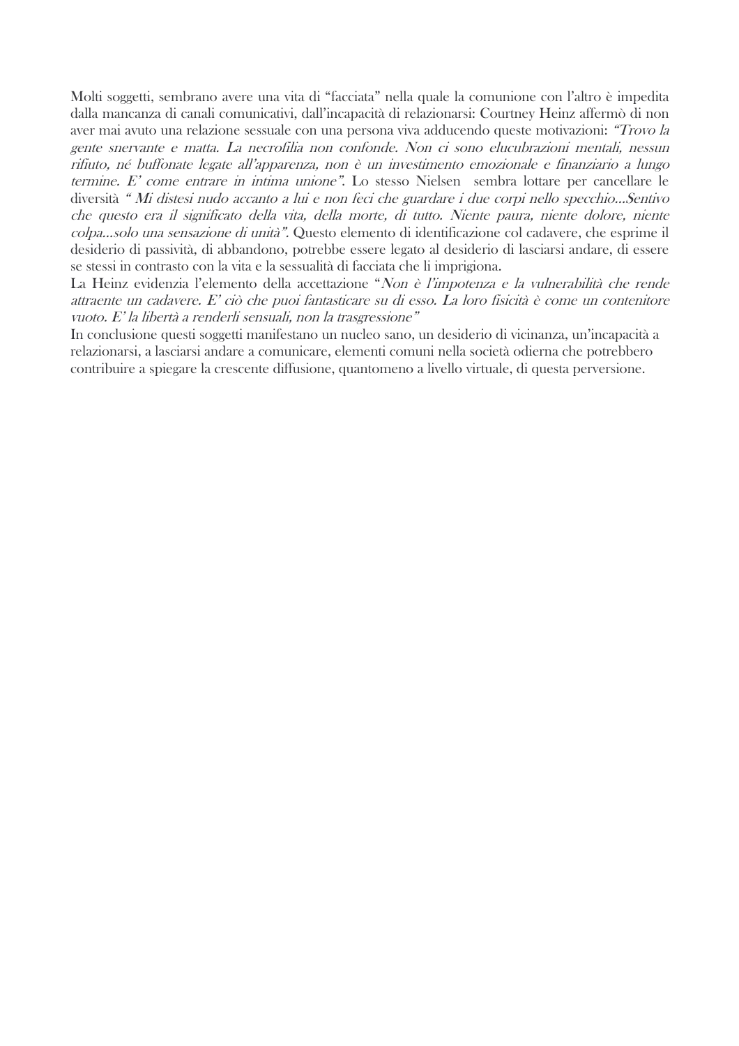Molti soggetti, sembrano avere una vita di "facciata" nella quale la comunione con l'altro è impedita dalla mancanza di canali comunicativi, dall'incapacità di relazionarsi: Courtney Heinz affermò di non aver mai avuto una relazione sessuale con una persona viva adducendo queste motivazioni: *"Trovo la gente snervante e matta. La necrofilia non confonde. Non ci sono elucubrazioni mentali, nessun rifiuto, né buffonate legate all'apparenza, non è un investimento emozionale e finanziario a lungo termine. E' come entrare in intima unione"*. Lo stesso Nielsen sembra lottare per cancellare le diversità *" Mi distesi nudo accanto a lui e non feci che guardare i due corpi nello specchio…Sentivo che questo era il significato della vita, della morte, di tutto. Niente paura, niente dolore, niente colpa…solo una sensazione di unità"*. Questo elemento di identificazione col cadavere, che esprime il desiderio di passività, di abbandono, potrebbe essere legato al desiderio di lasciarsi andare, di essere se stessi in contrasto con la vita e la sessualità di facciata che li imprigiona.

La Heinz evidenzia l'elemento della accettazione "*Non è l'impotenza e la vulnerabilità che rende attraente un cadavere. E' ciò che puoi fantasticare su di esso. La loro fisicità è come un contenitore vuoto. E' la libertà a renderli sensuali, non la trasgressione"*

In conclusione questi soggetti manifestano un nucleo sano, un desiderio di vicinanza, un'incapacità a relazionarsi, a lasciarsi andare a comunicare, elementi comuni nella società odierna che potrebbero contribuire a spiegare la crescente diffusione, quantomeno a livello virtuale, di questa perversione.